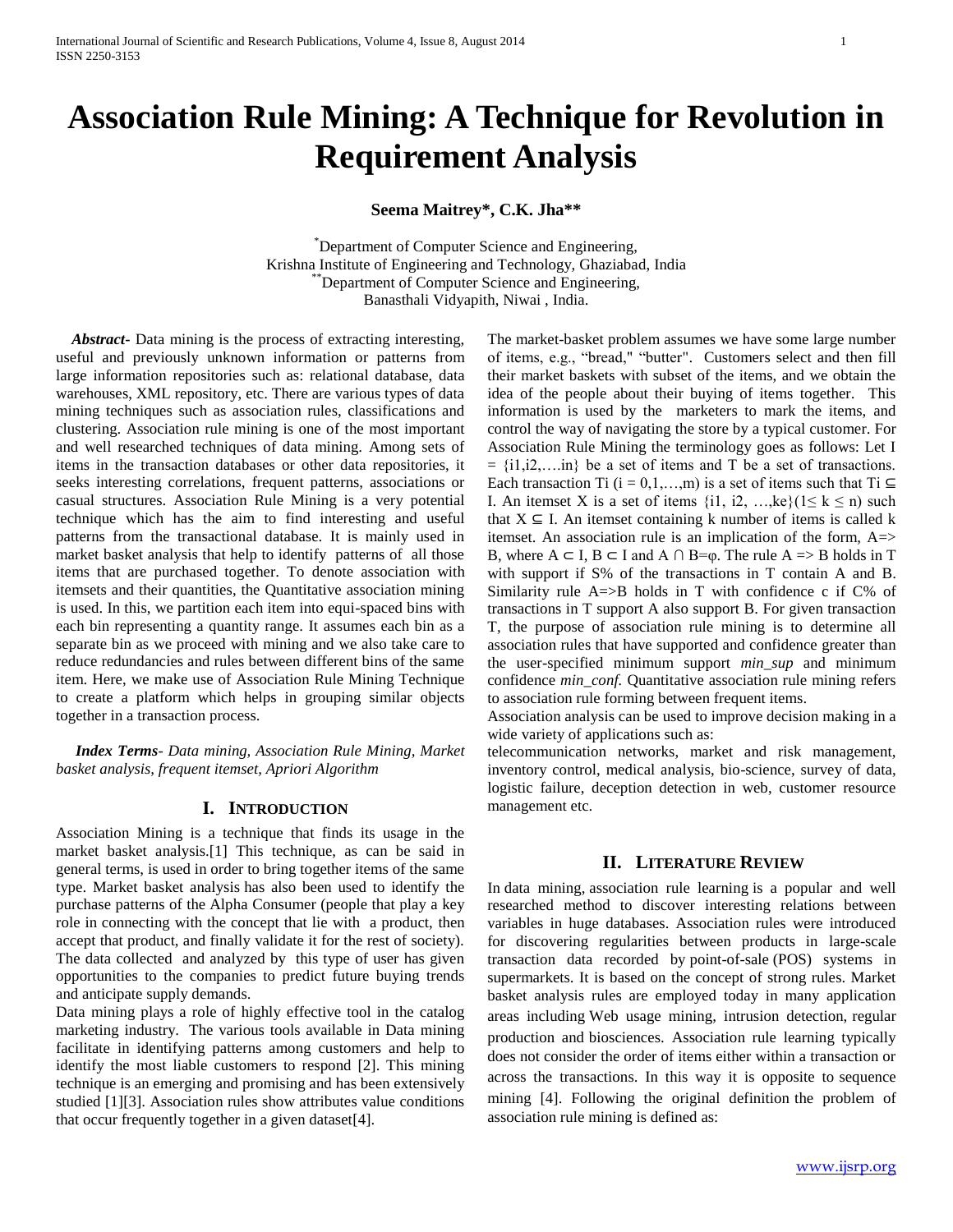# Association Rule Mining: A Technique for Revolution in Requirement Analysis

**Seema Maitrey*, C.K. Jha****

*Department of Computer Science and Engineering,
Krishna Institute of Engineering and Technology, Ghaziabad, India
**Department of Computer Science and Engineering,
Banasthali Vidyapith, Niwai , India.

***Abstract***- Data mining is the process of extracting interesting, useful and previously unknown information or patterns from large information repositories such as: relational database, data warehouses, XML repository, etc. There are various types of data mining techniques such as association rules, classifications and clustering. Association rule mining is one of the most important and well researched techniques of data mining. Among sets of items in the transaction databases or other data repositories, it seeks interesting correlations, frequent patterns, associations or casual structures. Association Rule Mining is a very potential technique which has the aim to find interesting and useful patterns from the transactional database. It is mainly used in market basket analysis that help to identify patterns of all those items that are purchased together. To denote association with itemsets and their quantities, the Quantitative association mining is used. In this, we partition each item into equi-spaced bins with each bin representing a quantity range. It assumes each bin as a separate bin as we proceed with mining and we also take care to reduce redundancies and rules between different bins of the same item. Here, we make use of Association Rule Mining Technique to create a platform which helps in grouping similar objects together in a transaction process.

***Index Terms***- *Data mining, Association Rule Mining, Market basket analysis, frequent itemset, Apriori Algorithm*

## I. Introduction

Association Mining is a technique that finds its usage in the market basket analysis.[1] This technique, as can be said in general terms, is used in order to bring together items of the same type. Market basket analysis has also been used to identify the purchase patterns of the Alpha Consumer (people that play a key role in connecting with the concept that lie with a product, then accept that product, and finally validate it for the rest of society). The data collected and analyzed by this type of user has given opportunities to the companies to predict future buying trends and anticipate supply demands.

Data mining plays a role of highly effective tool in the catalog marketing industry. The various tools available in Data mining facilitate in identifying patterns among customers and help to identify the most liable customers to respond [2]. This mining technique is an emerging and promising and has been extensively studied [1][3]. Association rules show attributes value conditions that occur frequently together in a given dataset[4].

The market-basket problem assumes we have some large number of items, e.g., "bread," "butter". Customers select and then fill their market baskets with subset of the items, and we obtain the idea of the people about their buying of items together. This information is used by the marketers to mark the items, and control the way of navigating the store by a typical customer. For Association Rule Mining the terminology goes as follows: Let $I = \{i1, i2, \ldots, in\}$ be a set of items and T be a set of transactions. Each transaction $Ti$ $(i = 0,1,\ldots,m)$ is a set of items such that $Ti \subseteq I$. An itemset X is a set of items $\{i1, i2, \ldots, ke\}$ $(1 \leq k \leq n)$ such that $X \subseteq I$. An itemset containing k number of items is called k itemset. An association rule is an implication of the form, $A \Rightarrow B$, where $A \subset I$, $B \subset I$ and $A \cap B = \varphi$. The rule $A \Rightarrow B$ holds in T with support if S% of the transactions in T contain A and B. Similarity rule $A \Rightarrow B$ holds in T with confidence c if C% of transactions in T support A also support B. For given transaction T, the purpose of association rule mining is to determine all association rules that have supported and confidence greater than the user-specified minimum support *min_sup* and minimum confidence *min_conf*. Quantitative association rule mining refers to association rule forming between frequent items.

Association analysis can be used to improve decision making in a wide variety of applications such as:

telecommunication networks, market and risk management, inventory control, medical analysis, bio-science, survey of data, logistic failure, deception detection in web, customer resource management etc.

## II. Literature Review

In data mining, association rule learning is a popular and well researched method to discover interesting relations between variables in huge databases. Association rules were introduced for discovering regularities between products in large-scale transaction data recorded by point-of-sale (POS) systems in supermarkets. It is based on the concept of strong rules. Market basket analysis rules are employed today in many application areas including Web usage mining, intrusion detection, regular production and biosciences. Association rule learning typically does not consider the order of items either within a transaction or across the transactions. In this way it is opposite to sequence mining [4]. Following the original definition the problem of association rule mining is defined as: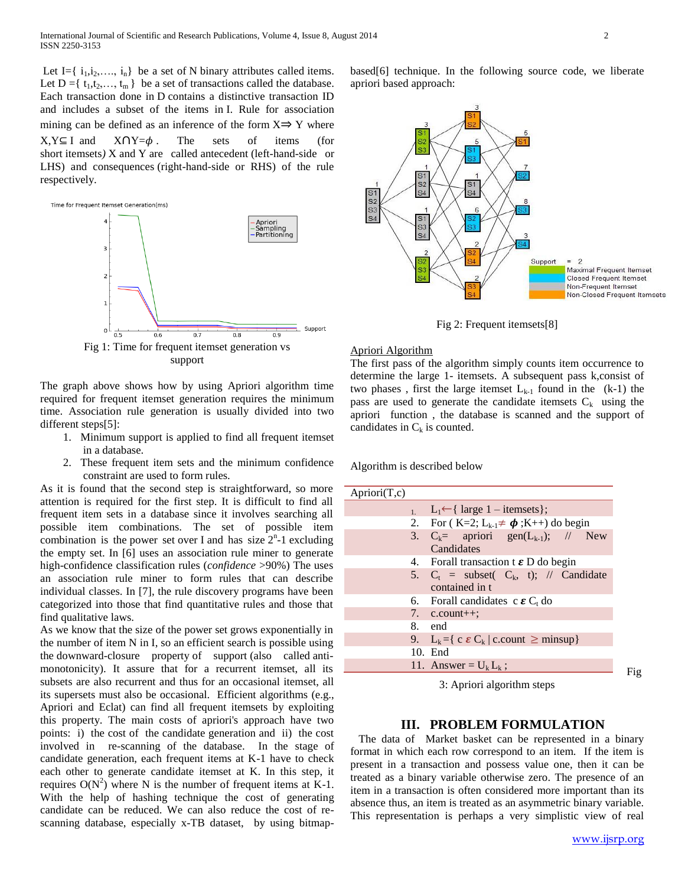Let $I=\{ i_1,i_2,\ldots, i_n\}$ be a set of N binary attributes called items. Let $D =\{ t_1,t_2,\ldots, t_m \}$ be a set of transactions called the database. Each transaction done in D contains a distinctive transaction ID and includes a subset of the items in I. Rule for association mining can be defined as an inference of the form $X \Rightarrow Y$ where $X,Y \subseteq I$ and $X \cap Y=\phi$. The sets of items (for short itemsets) X and Y are called antecedent (left-hand-side or LHS) and consequences (right-hand-side or RHS) of the rule respectively.

Fig 1: Time for frequent itemset generation vs support

The graph above shows how by using Apriori algorithm time required for frequent itemset generation requires the minimum time. Association rule generation is usually divided into two different steps[5]:

1. Minimum support is applied to find all frequent itemset in a database.
2. These frequent item sets and the minimum confidence constraint are used to form rules.

As it is found that the second step is straightforward, so more attention is required for the first step. It is difficult to find all frequent item sets in a database since it involves searching all possible item combinations. The set of possible item combination is the power set over I and has size $2^n$-1 excluding the empty set. In [6] uses an association rule miner to generate high-confidence classification rules (*confidence* >90%) The uses an association rule miner to form rules that can describe individual classes. In [7], the rule discovery programs have been categorized into those that find quantitative rules and those that find qualitative laws.

As we know that the size of the power set grows exponentially in the number of item N in I, so an efficient search is possible using the downward-closure property of support (also called anti-monotonicity). It assure that for a recurrent itemset, all its subsets are also recurrent and thus for an occasional itemset, all its supersets must also be occasional. Efficient algorithms (e.g., Apriori and Eclat) can find all frequent itemsets by exploiting this property. The main costs of apriori's approach have two points: i) the cost of the candidate generation and ii) the cost involved in re-scanning of the database. In the stage of candidate generation, each frequent items at K-1 have to check each other to generate candidate itemset at K. In this step, it requires $O(N^2)$ where N is the number of frequent items at K-1. With the help of hashing technique the cost of generating candidate can be reduced. We can also reduce the cost of re-scanning database, especially x-TB dataset, by using bitmap-based[6] technique. In the following source code, we liberate apriori based approach:

Fig 2: Frequent itemsets[8]

Apriori Algorithm

The first pass of the algorithm simply counts item occurrence to determine the large 1- itemsets. A subsequent pass k,consist of two phases , first the large itemset $L_{k-1}$ found in the (k-1) the pass are used to generate the candidate itemsets $C_k$ using the apriori function , the database is scanned and the support of candidates in $C_k$ is counted.

Algorithm is described below

```
Apriori(T,c)
1.  L1 ← { large 1 – itemsets};
2.  For ( K=2; Lk-1 ≠ ϕ ;K++) do begin
3.  Ck= apriori gen(Lk-1); // New Candidates
4.  Forall transaction t ε D do begin
5.  Ct = subset( Ck, t); // Candidate contained in t
6.  Forall candidates c ε Ct do
7.  c.count++;
8.  end
9.  Lk={ c ε Ck | c.count ≥ minsup}
10. End
11. Answer = Uk Lk ;
```

Fig 3: Apriori algorithm steps

## III. PROBLEM FORMULATION

The data of Market basket can be represented in a binary format in which each row correspond to an item. If the item is present in a transaction and possess value one, then it can be treated as a binary variable otherwise zero. The presence of an item in a transaction is often considered more important than its absence thus, an item is treated as an asymmetric binary variable. This representation is perhaps a very simplistic view of real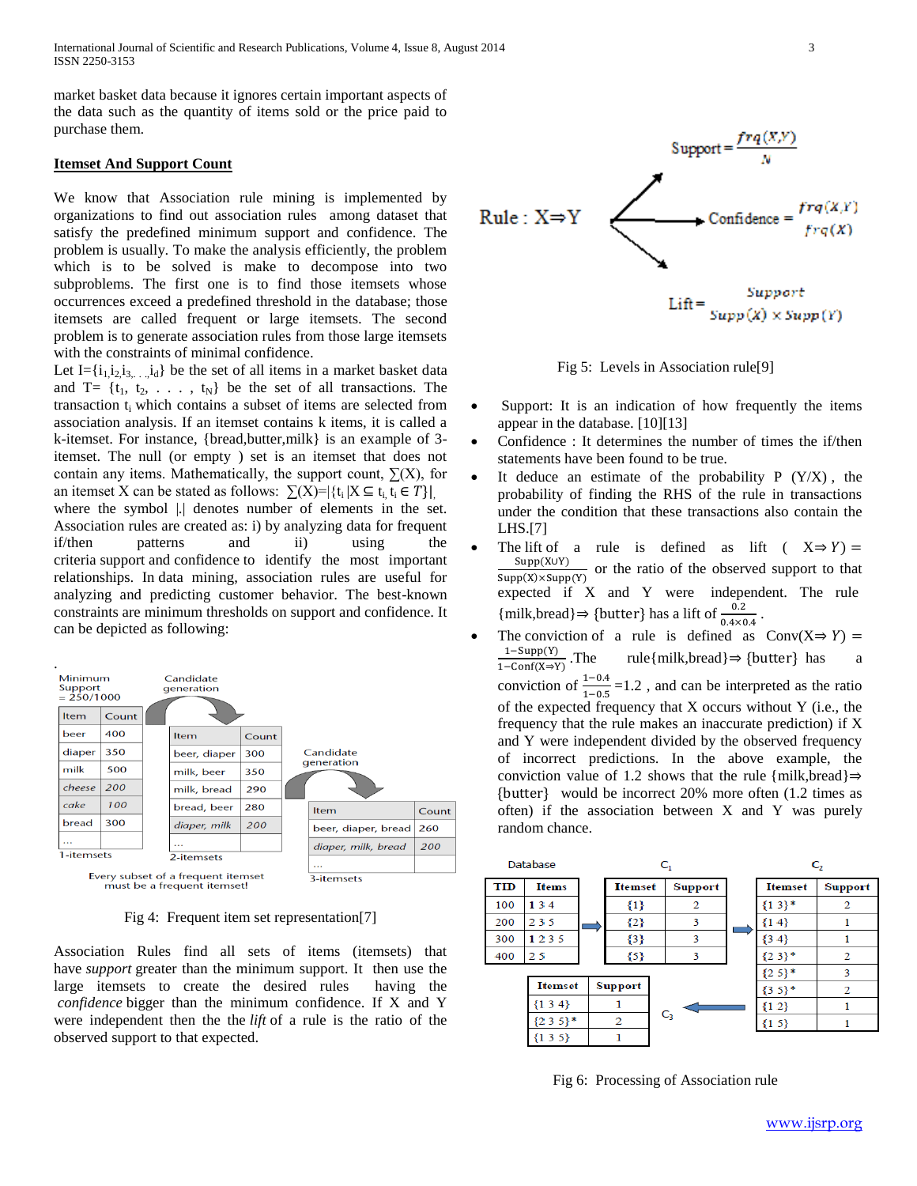market basket data because it ignores certain important aspects of the data such as the quantity of items sold or the price paid to purchase them.

## Itemset And Support Count

We know that Association rule mining is implemented by organizations to find out association rules among dataset that satisfy the predefined minimum support and confidence. The problem is usually. To make the analysis efficiently, the problem which is to be solved is make to decompose into two subproblems. The first one is to find those itemsets whose occurrences exceed a predefined threshold in the database; those itemsets are called frequent or large itemsets. The second problem is to generate association rules from those large itemsets with the constraints of minimal confidence.

Let $I=\{i_1, i_2, i_3, \ldots, i_d\}$ be the set of all items in a market basket data and $T=\{t_1, t_2, \ldots, t_N\}$ be the set of all transactions. The transaction $t_i$ which contains a subset of items are selected from association analysis. If an itemset contains k items, it is called a k-itemset. For instance, {bread,butter,milk} is an example of 3-itemset. The null (or empty ) set is an itemset that does not contain any items. Mathematically, the support count, $\sum(X)$, for an itemset X can be stated as follows: $\sum(X)=|\{t_i\,|X \subseteq t_i, t_i \in T\}|$, where the symbol |.| denotes number of elements in the set. Association rules are created as: i) by analyzing data for frequent if/then patterns and ii) using the criteria support and confidence to identify the most important relationships. In data mining, association rules are useful for analyzing and predicting customer behavior. The best-known constraints are minimum thresholds on support and confidence. It can be depicted as following:

Minimum Support = 250/1000

| Item | Count |
|---|---|
| beer | 400 |
| diaper | 350 |
| milk | 500 |
| *cheese* | *200* |
| *cake* | *100* |
| bread | 300 |
| ... | |

1-itemsets

Candidate generation

| Item | Count |
|---|---|
| beer, diaper | 300 |
| milk, beer | 350 |
| milk, bread | 290 |
| bread, beer | 280 |
| *diaper, milk* | *200* |
| ... | |

2-itemsets

Candidate generation

| Item | Count |
|---|---|
| beer, diaper, bread | 260 |
| *diaper, milk, bread* | *200* |
| ... | |

3-itemsets

Every subset of a frequent itemset must be a frequent itemset!

Fig 4: Frequent item set representation[7]

Association Rules find all sets of items (itemsets) that have *support* greater than the minimum support. It then use the large itemsets to create the desired rules having the *confidence* bigger than the minimum confidence. If X and Y were independent then the *lift* of a rule is the ratio of the observed support to that expected.

Rule : X⇒Y

$$\text{Support} = \frac{frq(X,Y)}{N}$$

$$\text{Confidence} = \frac{frq(X,Y)}{frq(X)}$$

$$\text{Lift} = \frac{\text{Support}}{Supp(X) \times Supp(Y)}$$

Fig 5: Levels in Association rule[9]

- Support: It is an indication of how frequently the items appear in the database. [10][13]
- Confidence : It determines the number of times the if/then statements have been found to be true.
- It deduce an estimate of the probability P (Y/X), the probability of finding the RHS of the rule in transactions under the condition that these transactions also contain the LHS.[7]
- The lift of a rule is defined as lift ( $X \Rightarrow Y$) = $\frac{\mathrm{Supp}(X \cup Y)}{\mathrm{Supp}(X) \times \mathrm{Supp}(Y)}$ or the ratio of the observed support to that expected if X and Y were independent. The rule {milk,bread}⇒ {butter} has a lift of $\frac{0.2}{0.4 \times 0.4}$.
- The conviction of a rule is defined as Conv($X \Rightarrow Y$) = $\frac{1-\mathrm{Supp}(Y)}{1-\mathrm{Conf}(X \Rightarrow Y)}$ .The rule{milk,bread}⇒ {butter} has a conviction of $\frac{1-0.4}{1-0.5}$ =1.2 , and can be interpreted as the ratio of the expected frequency that X occurs without Y (i.e., the frequency that the rule makes an inaccurate prediction) if X and Y were independent divided by the observed frequency of incorrect predictions. In the above example, the conviction value of 1.2 shows that the rule {milk,bread}⇒ {butter} would be incorrect 20% more often (1.2 times as often) if the association between X and Y was purely random chance.

Database

| TID | Items |
|---|---|
| 100 | 1 3 4 |
| 200 | 2 3 5 |
| 300 | 1 2 3 5 |
| 400 | 2 5 |

$C_1$

| Itemset | Support |
|---|---|
| {1} | 2 |
| {2} | 3 |
| {3} | 3 |
| {5} | 3 |

$C_2$

| Itemset | Support |
|---|---|
| {1 3}* | 2 |
| {1 4} | 1 |
| {3 4} | 1 |
| {2 3}* | 2 |
| {2 5}* | 3 |
| {3 5}* | 2 |
| {1 2} | 1 |
| {1 5} | 1 |

$C_3$

| Itemset | Support |
|---|---|
| {1 3 4} | 1 |
| {2 3 5}* | 2 |
| {1 3 5} | 1 |

Fig 6: Processing of Association rule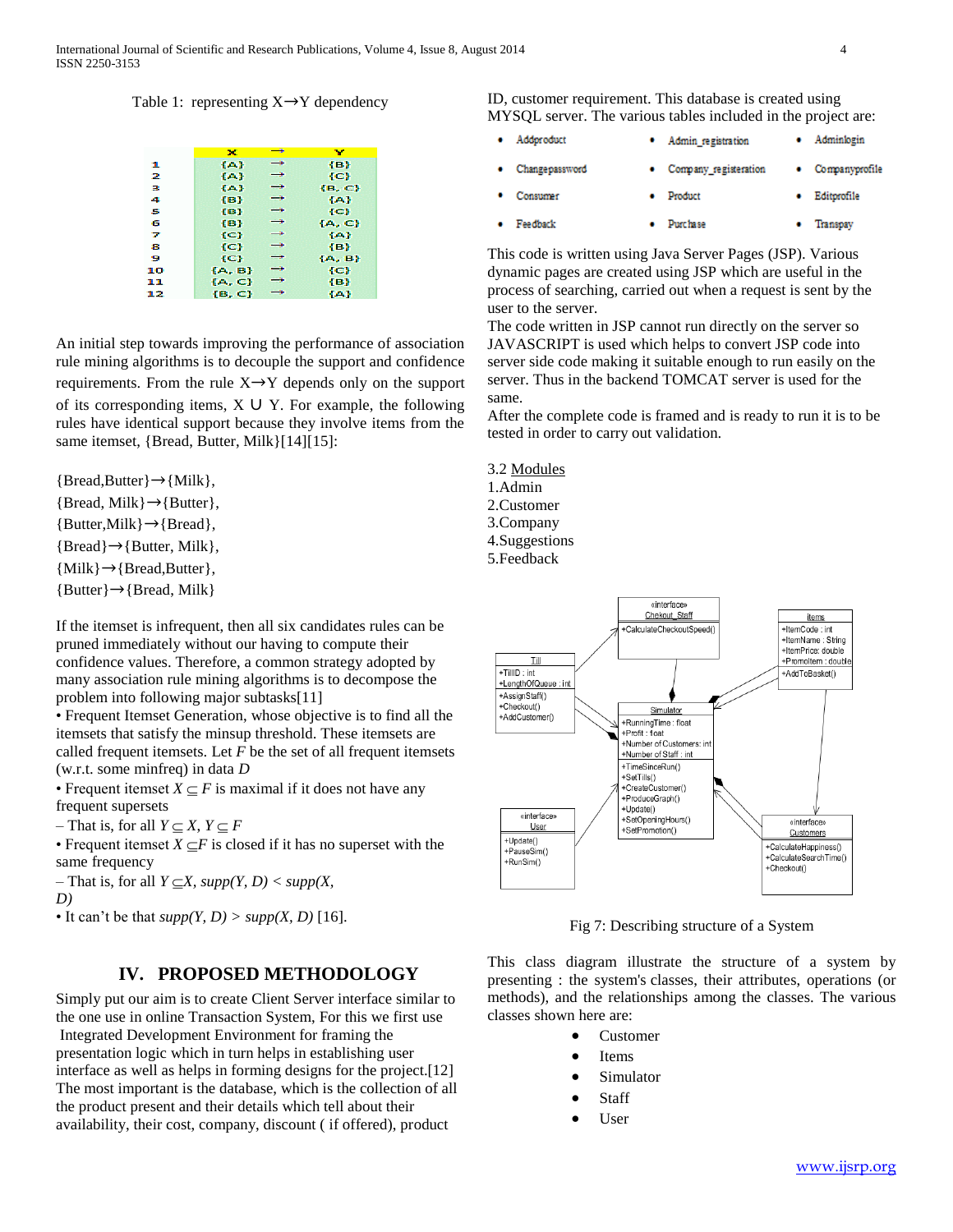Table 1: representing X→Y dependency

| | X | → | Y |
|---|---|---|---|
| 1 | {A} | → | {B} |
| 2 | {A} | → | {C} |
| 3 | {A} | → | {B, C} |
| 4 | {B} | → | {A} |
| 5 | {B} | → | {C} |
| 6 | {B} | → | {A, C} |
| 7 | {C} | → | {A} |
| 8 | {C} | → | {B} |
| 9 | {C} | → | {A, B} |
| 10 | {A, B} | → | {C} |
| 11 | {A, C} | → | {B} |
| 12 | {B, C} | → | {A} |

An initial step towards improving the performance of association rule mining algorithms is to decouple the support and confidence requirements. From the rule X→Y depends only on the support of its corresponding items, X ∪ Y. For example, the following rules have identical support because they involve items from the same itemset, {Bread, Butter, Milk}[14][15]:

{Bread,Butter}→{Milk},
{Bread, Milk}→{Butter},
{Butter,Milk}→{Bread},
{Bread}→{Butter, Milk},
{Milk}→{Bread,Butter},
{Butter}→{Bread, Milk}

If the itemset is infrequent, then all six candidates rules can be pruned immediately without our having to compute their confidence values. Therefore, a common strategy adopted by many association rule mining algorithms is to decompose the problem into following major subtasks[11]

• Frequent Itemset Generation, whose objective is to find all the itemsets that satisfy the minsup threshold. These itemsets are called frequent itemsets. Let $F$ be the set of all frequent itemsets (w.r.t. some minfreq) in data $D$

• Frequent itemset $X \subseteq F$ is maximal if it does not have any frequent supersets

– That is, for all $Y \subseteq X$, $Y \subseteq F$

• Frequent itemset $X \subseteq F$ is closed if it has no superset with the same frequency

– That is, for all $Y \subseteq X$, $supp(Y, D) < supp(X, D)$

• It can't be that $supp(Y, D) > supp(X, D)$ [16].

## IV. PROPOSED METHODOLOGY

Simply put our aim is to create Client Server interface similar to the one use in online Transaction System, For this we first use Integrated Development Environment for framing the presentation logic which in turn helps in establishing user interface as well as helps in forming designs for the project.[12] The most important is the database, which is the collection of all the product present and their details which tell about their availability, their cost, company, discount ( if offered), product ID, customer requirement. This database is created using MYSQL server. The various tables included in the project are:

- Addproduct
- Admin_registration
- Adminlogin
- Changepassword
- Company_registeration
- Companyprofile
- Consumer
- Product
- Editprofile
- Feedback
- Purchase
- Transpay

This code is written using Java Server Pages (JSP). Various dynamic pages are created using JSP which are useful in the process of searching, carried out when a request is sent by the user to the server.

The code written in JSP cannot run directly on the server so JAVASCRIPT is used which helps to convert JSP code into server side code making it suitable enough to run easily on the server. Thus in the backend TOMCAT server is used for the same.

After the complete code is framed and is ready to run it is to be tested in order to carry out validation.

3.2 Modules

1.Admin
2.Customer
3.Company
4.Suggestions
5.Feedback

Fig 7: Describing structure of a System

This class diagram illustrate the structure of a system by presenting : the system's classes, their attributes, operations (or methods), and the relationships among the classes. The various classes shown here are:

- Customer
- Items
- Simulator
- Staff
- User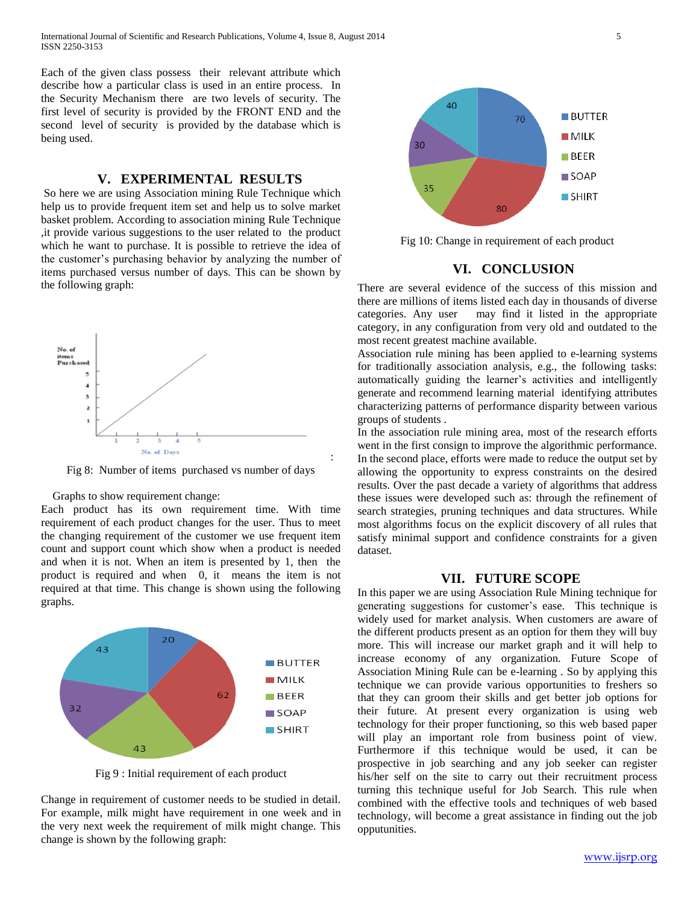Each of the given class possess their relevant attribute which describe how a particular class is used in an entire process. In the Security Mechanism there are two levels of security. The first level of security is provided by the FRONT END and the second level of security is provided by the database which is being used.

## V. EXPERIMENTAL RESULTS

So here we are using Association mining Rule Technique which help us to provide frequent item set and help us to solve market basket problem. According to association mining Rule Technique ,it provide various suggestions to the user related to the product which he want to purchase. It is possible to retrieve the idea of the customer's purchasing behavior by analyzing the number of items purchased versus number of days. This can be shown by the following graph:

Fig 8: Number of items purchased vs number of days

Graphs to show requirement change:

Each product has its own requirement time. With time requirement of each product changes for the user. Thus to meet the changing requirement of the customer we use frequent item count and support count which show when a product is needed and when it is not. When an item is presented by 1, then the product is required and when 0, it means the item is not required at that time. This change is shown using the following graphs.

Fig 9 : Initial requirement of each product

Change in requirement of customer needs to be studied in detail. For example, milk might have requirement in one week and in the very next week the requirement of milk might change. This change is shown by the following graph:

Fig 10: Change in requirement of each product

## VI. CONCLUSION

There are several evidence of the success of this mission and there are millions of items listed each day in thousands of diverse categories. Any user may find it listed in the appropriate category, in any configuration from very old and outdated to the most recent greatest machine available.

Association rule mining has been applied to e-learning systems for traditionally association analysis, e.g., the following tasks: automatically guiding the learner's activities and intelligently generate and recommend learning material identifying attributes characterizing patterns of performance disparity between various groups of students .

In the association rule mining area, most of the research efforts went in the first consign to improve the algorithmic performance. In the second place, efforts were made to reduce the output set by allowing the opportunity to express constraints on the desired results. Over the past decade a variety of algorithms that address these issues were developed such as: through the refinement of search strategies, pruning techniques and data structures. While most algorithms focus on the explicit discovery of all rules that satisfy minimal support and confidence constraints for a given dataset.

## VII. FUTURE SCOPE

In this paper we are using Association Rule Mining technique for generating suggestions for customer's ease. This technique is widely used for market analysis. When customers are aware of the different products present as an option for them they will buy more. This will increase our market graph and it will help to increase economy of any organization. Future Scope of Association Mining Rule can be e-learning . So by applying this technique we can provide various opportunities to freshers so that they can groom their skills and get better job options for their future. At present every organization is using web technology for their proper functioning, so this web based paper will play an important role from business point of view. Furthermore if this technique would be used, it can be prospective in job searching and any job seeker can register his/her self on the site to carry out their recruitment process turning this technique useful for Job Search. This rule when combined with the effective tools and techniques of web based technology, will become a great assistance in finding out the job opputunities.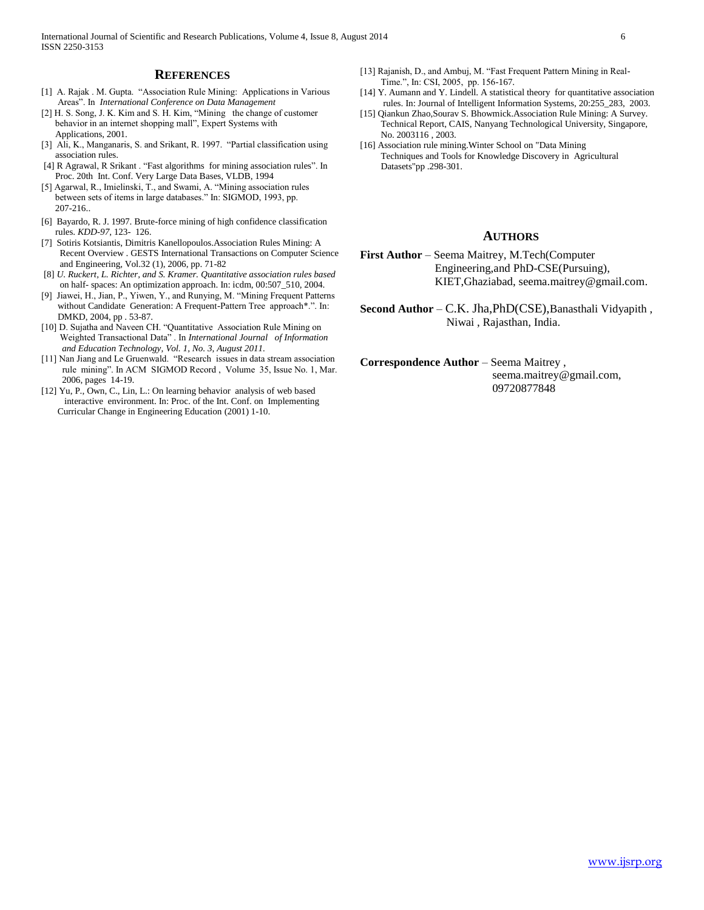## REFERENCES

[1] A. Rajak . M. Gupta. "Association Rule Mining: Applications in Various Areas". In *International Conference on Data Management*

[2] H. S. Song, J. K. Kim and S. H. Kim, "Mining the change of customer behavior in an internet shopping mall", Expert Systems with Applications, 2001.

[3] Ali, K., Manganaris, S. and Srikant, R. 1997. "Partial classification using association rules.

[4] R Agrawal, R Srikant . "Fast algorithms for mining association rules". In Proc. 20th Int. Conf. Very Large Data Bases, VLDB, 1994

[5] Agarwal, R., Imielinski, T., and Swami, A. "Mining association rules between sets of items in large databases." In: SIGMOD, 1993, pp. 207-216..

[6] Bayardo, R. J. 1997. Brute-force mining of high confidence classification rules. *KDD-97*, 123- 126.

[7] Sotiris Kotsiantis, Dimitris Kanellopoulos.Association Rules Mining: A Recent Overview . GESTS International Transactions on Computer Science and Engineering, Vol.32 (1), 2006, pp. 71-82

[8] *U. Ruckert, L. Richter, and S. Kramer. Quantitative association rules based* on half- spaces: An optimization approach. In: icdm, 00:507_510, 2004.

[9] Jiawei, H., Jian, P., Yiwen, Y., and Runying, M. "Mining Frequent Patterns without Candidate Generation: A Frequent-Pattern Tree approach*.". In: DMKD, 2004, pp . 53-87.

[10] D. Sujatha and Naveen CH. "Quantitative Association Rule Mining on Weighted Transactional Data" . In *International Journal of Information and Education Technology, Vol. 1, No. 3, August 2011.*

[11] Nan Jiang and Le Gruenwald. "Research issues in data stream association rule mining". In ACM SIGMOD Record , Volume 35, Issue No. 1, Mar. 2006, pages 14-19.

[12] Yu, P., Own, C., Lin, L.: On learning behavior analysis of web based interactive environment. In: Proc. of the Int. Conf. on Implementing Curricular Change in Engineering Education (2001) 1-10.

[13] Rajanish, D., and Ambuj, M. "Fast Frequent Pattern Mining in Real-Time.", In: CSI, 2005, pp. 156-167.

[14] Y. Aumann and Y. Lindell. A statistical theory for quantitative association rules. In: Journal of Intelligent Information Systems, 20:255_283, 2003.

[15] Qiankun Zhao,Sourav S. Bhowmick.Association Rule Mining: A Survey. Technical Report, CAIS, Nanyang Technological University, Singapore, No. 2003116 , 2003.

[16] Association rule mining.Winter School on "Data Mining Techniques and Tools for Knowledge Discovery in Agricultural Datasets"pp .298-301.

## AUTHORS

**First Author** – Seema Maitrey, M.Tech(Computer Engineering,and PhD-CSE(Pursuing), KIET,Ghaziabad, seema.maitrey@gmail.com.

**Second Author** – C.K. Jha,PhD(CSE),Banasthali Vidyapith , Niwai , Rajasthan, India.

**Correspondence Author** – Seema Maitrey , seema.maitrey@gmail.com, 09720877848